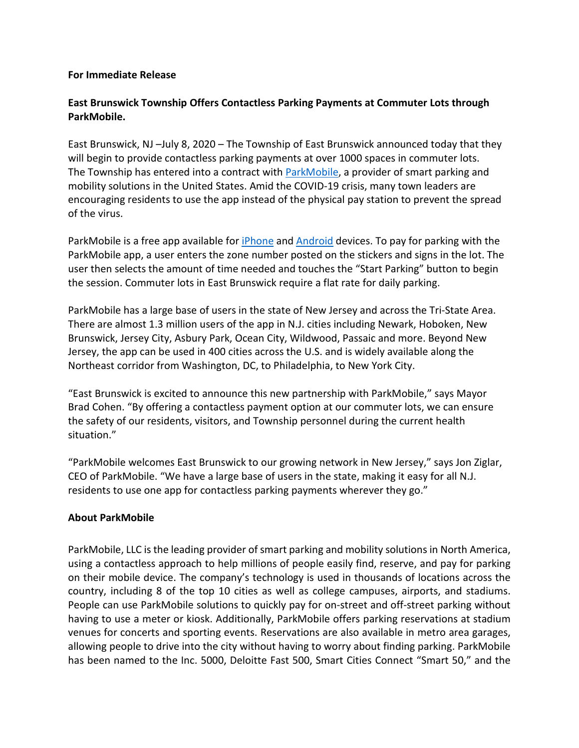**For Immediate Release**

**East Brunswick Township Offers Contactless Parking Payments at Commuter Lots through ParkMobile.**

East Brunswick, NJ –July 8, 2020 – The Township of East Brunswick announced today that they will begin to provide contactless parking payments at over 1000 spaces in commuter lots. The Township has entered into a contract with ParkMobile, a provider of smart parking and mobility solutions in the United States. Amid the COVID-19 crisis, many town leaders are encouraging residents to use the app instead of the physical pay station to prevent the spread of the virus.

ParkMobile is a free app available for iPhone and Android devices. To pay for parking with the ParkMobile app, a user enters the zone number posted on the stickers and signs in the lot. The user then selects the amount of time needed and touches the "Start Parking" button to begin the session. Commuter lots in East Brunswick require a flat rate for daily parking.

ParkMobile has a large base of users in the state of New Jersey and across the Tri-State Area. There are almost 1.3 million users of the app in N.J. cities including Newark, Hoboken, New Brunswick, Jersey City, Asbury Park, Ocean City, Wildwood, Passaic and more. Beyond New Jersey, the app can be used in 400 cities across the U.S. and is widely available along the Northeast corridor from Washington, DC, to Philadelphia, to New York City.

"East Brunswick is excited to announce this new partnership with ParkMobile," says Mayor Brad Cohen. "By offering a contactless payment option at our commuter lots, we can ensure the safety of our residents, visitors, and Township personnel during the current health situation."

"ParkMobile welcomes East Brunswick to our growing network in New Jersey," says Jon Ziglar, CEO of ParkMobile. "We have a large base of users in the state, making it easy for all N.J. residents to use one app for contactless parking payments wherever they go."

**About ParkMobile**

ParkMobile, LLC is the leading provider of smart parking and mobility solutions in North America, using a contactless approach to help millions of people easily find, reserve, and pay for parking on their mobile device. The company's technology is used in thousands of locations across the country, including 8 of the top 10 cities as well as college campuses, airports, and stadiums. People can use ParkMobile solutions to quickly pay for on-street and off-street parking without having to use a meter or kiosk. Additionally, ParkMobile offers parking reservations at stadium venues for concerts and sporting events. Reservations are also available in metro area garages, allowing people to drive into the city without having to worry about finding parking. ParkMobile has been named to the Inc. 5000, Deloitte Fast 500, Smart Cities Connect "Smart 50," and the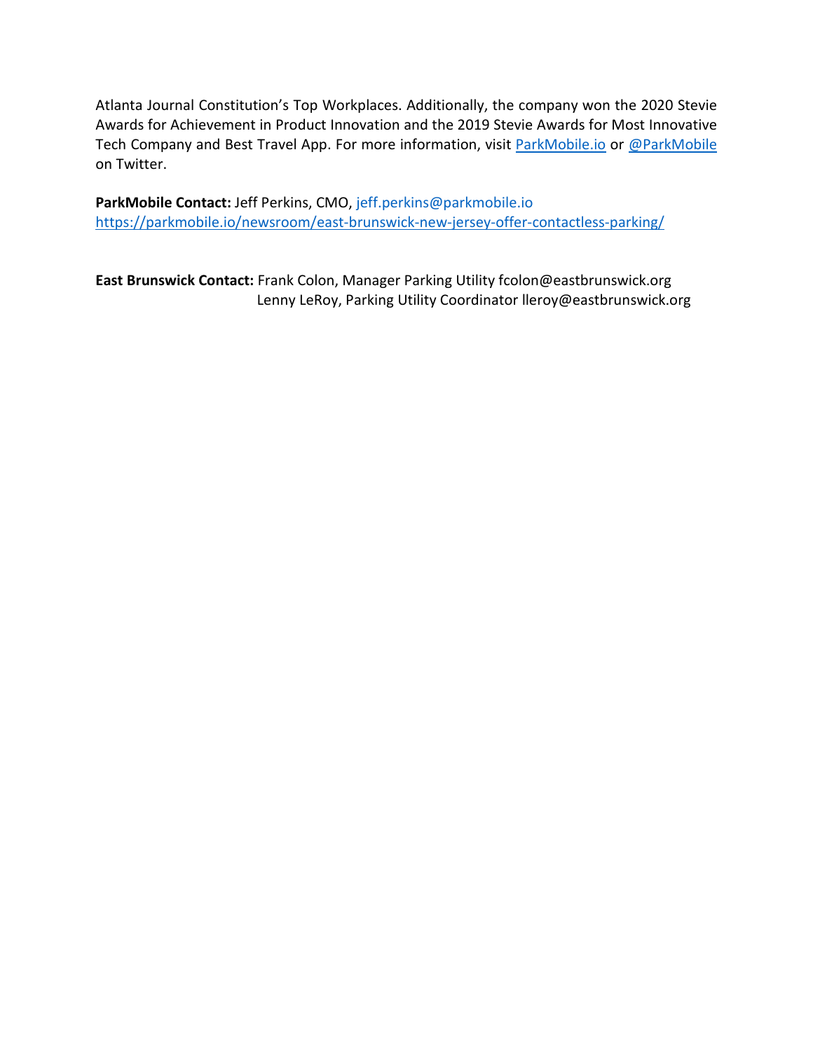Atlanta Journal Constitution's Top Workplaces. Additionally, the company won the 2020 Stevie Awards for Achievement in Product Innovation and the 2019 Stevie Awards for Most Innovative Tech Company and Best Travel App. For more information, visit [ParkMobile.io](https://parkmobile.io) or [@ParkMobile](https://twitter.com/ParkMobile) on Twitter.

**ParkMobile Contact:** Jeff Perkins, CMO, jeff.perkins@parkmobile.io
https://parkmobile.io/newsroom/east-brunswick-new-jersey-offer-contactless-parking/

**East Brunswick Contact:** Frank Colon, Manager Parking Utility fcolon@eastbrunswick.org
Lenny LeRoy, Parking Utility Coordinator lleroy@eastbrunswick.org